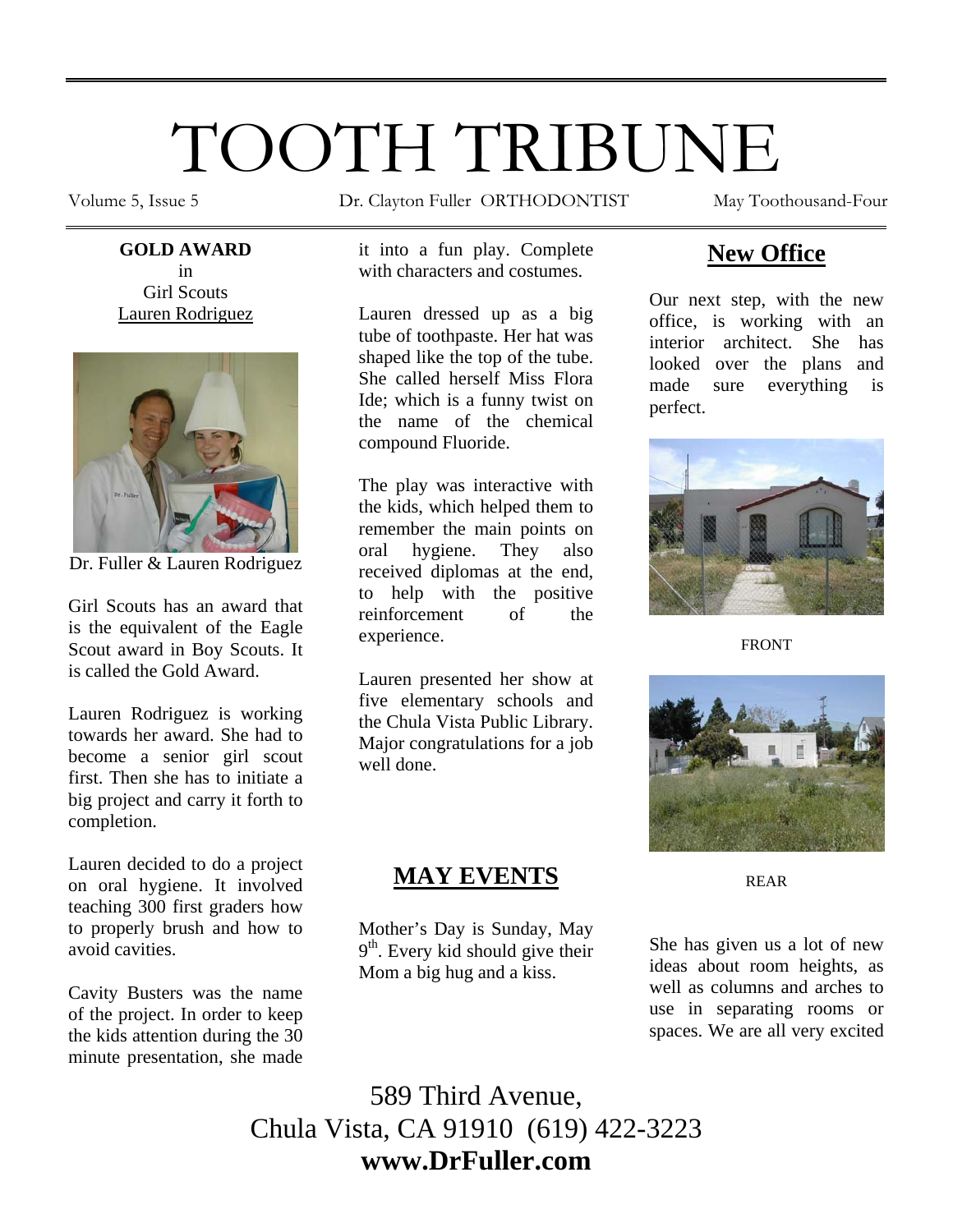# TOOTH TRIBUNE

Volume 5, Issue 5 Dr. Clayton Fuller ORTHODONTIST May Toothousand-Four

**GOLD AWARD**
in
Girl Scouts
Lauren Rodriguez

Dr. Fuller & Lauren Rodriguez

Girl Scouts has an award that is the equivalent of the Eagle Scout award in Boy Scouts. It is called the Gold Award.

Lauren Rodriguez is working towards her award. She had to become a senior girl scout first. Then she has to initiate a big project and carry it forth to completion.

Lauren decided to do a project on oral hygiene. It involved teaching 300 first graders how to properly brush and how to avoid cavities.

Cavity Busters was the name of the project. In order to keep the kids attention during the 30 minute presentation, she made it into a fun play. Complete with characters and costumes.

Lauren dressed up as a big tube of toothpaste. Her hat was shaped like the top of the tube. She called herself Miss Flora Ide; which is a funny twist on the name of the chemical compound Fluoride.

The play was interactive with the kids, which helped them to remember the main points on oral hygiene. They also received diplomas at the end, to help with the positive reinforcement of the experience.

Lauren presented her show at five elementary schools and the Chula Vista Public Library. Major congratulations for a job well done.

## MAY EVENTS

Mother's Day is Sunday, May 9th. Every kid should give their Mom a big hug and a kiss.

## New Office

Our next step, with the new office, is working with an interior architect. She has looked over the plans and made sure everything is perfect.

FRONT

REAR

She has given us a lot of new ideas about room heights, as well as columns and arches to use in separating rooms or spaces. We are all very excited

589 Third Avenue,
Chula Vista, CA 91910 (619) 422-3223
**www.DrFuller.com**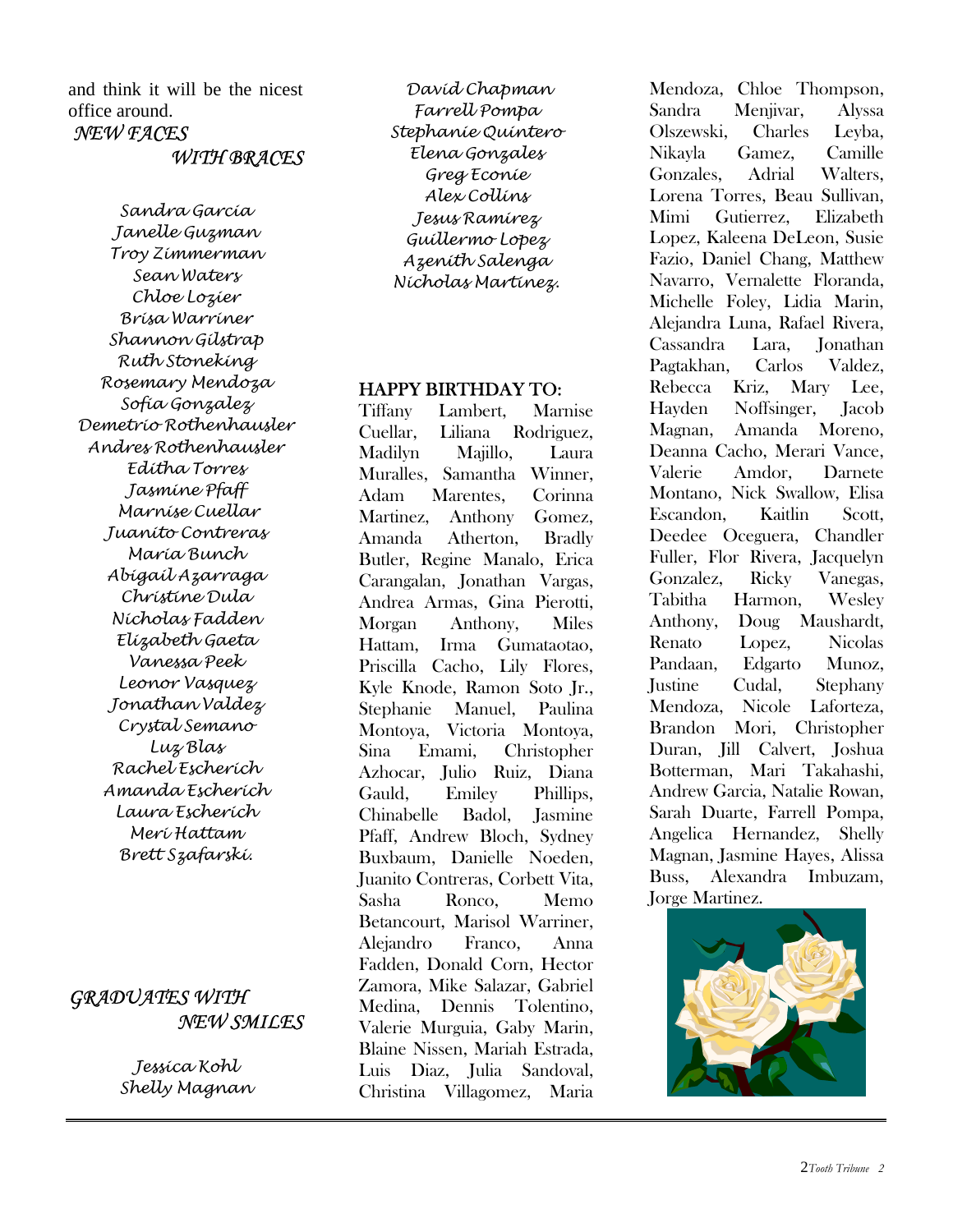and think it will be the nicest office around.

*NEW FACES WITH BRACES*

*Sandra Garcia*
*Janelle Guzman*
*Troy Zimmerman*
*Sean Waters*
*Chloe Lozier*
*Brisa Warriner*
*Shannon Gilstrap*
*Ruth Stoneking*
*Rosemary Mendoza*
*Sofia Gonzalez*
*Demetrio Rothenhausler*
*Andres Rothenhausler*
*Editha Torres*
*Jasmine Pfaff*
*Marnise Cuellar*
*Juanito Contreras*
*Maria Bunch*
*Abigail Azarraga*
*Christine Dula*
*Nicholas Fadden*
*Elizabeth Gaeta*
*Vanessa Peek*
*Leonor Vasquez*
*Jonathan Valdez*
*Crystal Semano*
*Luz Blas*
*Rachel Escherich*
*Amanda Escherich*
*Laura Escherich*
*Meri Hattam*
*Brett Szafarski.*

*GRADUATES WITH NEW SMILES*

*Jessica Kohl*
*Shelly Magnan*
*David Chapman*
*Farrell Pompa*
*Stephanie Quintero*
*Elena Gonzales*
*Greg Econie*
*Alex Collins*
*Jesus Ramirez*
*Guillermo Lopez*
*Azenith Salenga*
*Nicholas Martinez.*

HAPPY BIRTHDAY TO:

Tiffany Lambert, Marnise Cuellar, Liliana Rodriguez, Madilyn Majillo, Laura Muralles, Samantha Winner, Adam Marentes, Corinna Martinez, Anthony Gomez, Amanda Atherton, Bradly Butler, Regine Manalo, Erica Carangalan, Jonathan Vargas, Andrea Armas, Gina Pierotti, Morgan Anthony, Miles Hattam, Irma Gumataotao, Priscilla Cacho, Lily Flores, Kyle Knode, Ramon Soto Jr., Stephanie Manuel, Paulina Montoya, Victoria Montoya, Sina Emami, Christopher Azhocar, Julio Ruiz, Diana Gauld, Emiley Phillips, Chinabelle Badol, Jasmine Pfaff, Andrew Bloch, Sydney Buxbaum, Danielle Noeden, Juanito Contreras, Corbett Vita, Sasha Ronco, Memo Betancourt, Marisol Warriner, Alejandro Franco, Anna Fadden, Donald Corn, Hector Zamora, Mike Salazar, Gabriel Medina, Dennis Tolentino, Valerie Murguia, Gaby Marin, Blaine Nissen, Mariah Estrada, Luis Diaz, Julia Sandoval, Christina Villagomez, Maria Mendoza, Chloe Thompson, Sandra Menjivar, Alyssa Olszewski, Charles Leyba, Nikayla Gamez, Camille Gonzales, Adrial Walters, Lorena Torres, Beau Sullivan, Mimi Gutierrez, Elizabeth Lopez, Kaleena DeLeon, Susie Fazio, Daniel Chang, Matthew Navarro, Vernalette Floranda, Michelle Foley, Lidia Marin, Alejandra Luna, Rafael Rivera, Cassandra Lara, Jonathan Pagtakhan, Carlos Valdez, Rebecca Kriz, Mary Lee, Hayden Noffsinger, Jacob Magnan, Amanda Moreno, Deanna Cacho, Merari Vance, Valerie Amdor, Darnete Montano, Nick Swallow, Elisa Escandon, Kaitlin Scott, Deedee Oceguera, Chandler Fuller, Flor Rivera, Jacquelyn Gonzalez, Ricky Vanegas, Tabitha Harmon, Wesley Anthony, Doug Maushardt, Renato Lopez, Nicolas Pandaan, Edgarto Munoz, Justine Cudal, Stephany Mendoza, Nicole Laforteza, Brandon Mori, Christopher Duran, Jill Calvert, Joshua Botterman, Mari Takahashi, Andrew Garcia, Natalie Rowan, Sarah Duarte, Farrell Pompa, Angelica Hernandez, Shelly Magnan, Jasmine Hayes, Alissa Buss, Alexandra Imbuzam, Jorge Martinez.